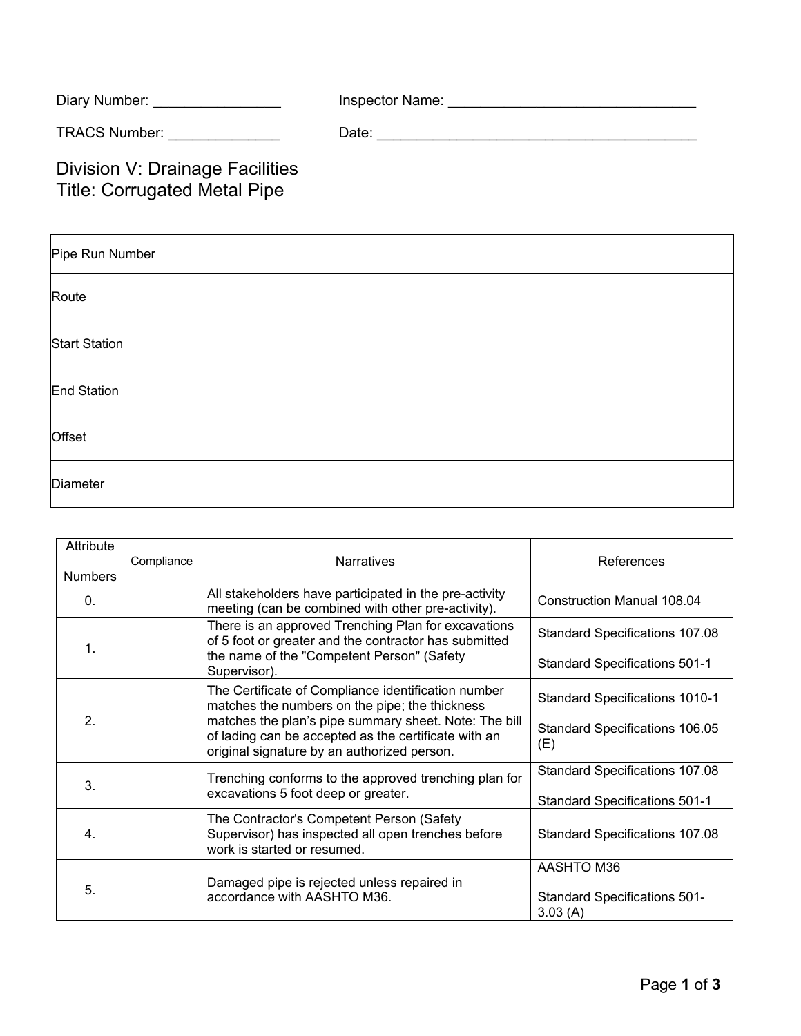Diary Number: ________________ Inspector Name: _______________________________

TRACS Number: ______________ Date: _________________________________________

# Division V: Drainage Facilities
# Title: Corrugated Metal Pipe

| | |
|---|---|
| Pipe Run Number | |
| Route | |
| Start Station | |
| End Station | |
| Offset | |
| Diameter | |

| Attribute Numbers | Compliance | Narratives | References |
|---|---|---|---|
| 0. | | All stakeholders have participated in the pre-activity meeting (can be combined with other pre-activity). | Construction Manual 108.04 |
| 1. | | There is an approved Trenching Plan for excavations of 5 foot or greater and the contractor has submitted the name of the "Competent Person" (Safety Supervisor). | Standard Specifications 107.08<br><br>Standard Specifications 501-1 |
| 2. | | The Certificate of Compliance identification number matches the numbers on the pipe; the thickness matches the plan's pipe summary sheet. Note: The bill of lading can be accepted as the certificate with an original signature by an authorized person. | Standard Specifications 1010-1<br><br>Standard Specifications 106.05 (E) |
| 3. | | Trenching conforms to the approved trenching plan for excavations 5 foot deep or greater. | Standard Specifications 107.08<br><br>Standard Specifications 501-1 |
| 4. | | The Contractor's Competent Person (Safety Supervisor) has inspected all open trenches before work is started or resumed. | Standard Specifications 107.08 |
| 5. | | Damaged pipe is rejected unless repaired in accordance with AASHTO M36. | AASHTO M36<br><br>Standard Specifications 501-3.03 (A) |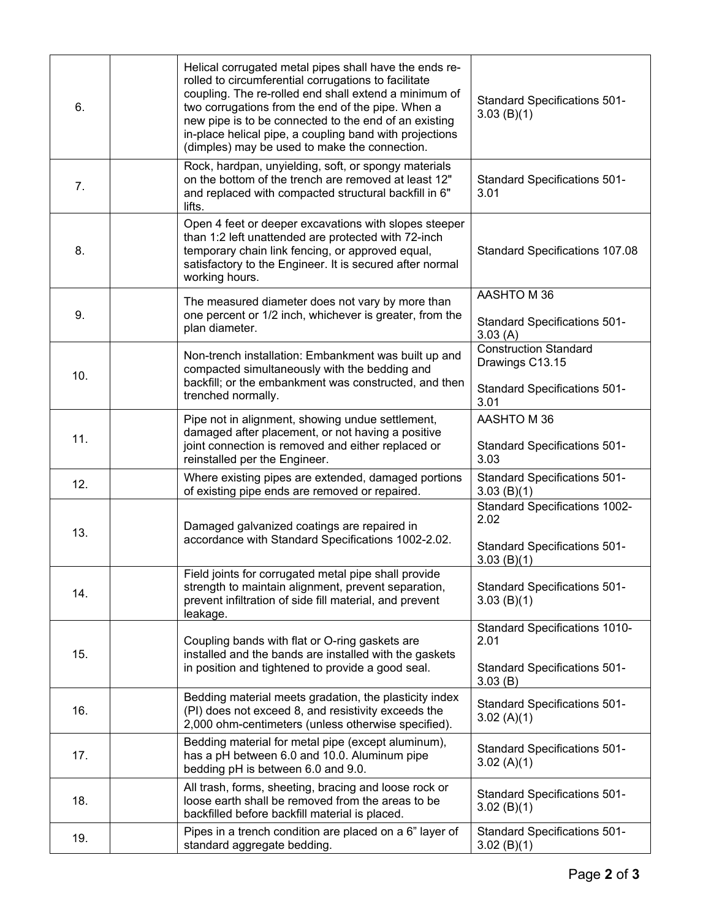| | | | |
|---|---|---|---|
| 6. | | Helical corrugated metal pipes shall have the ends re-rolled to circumferential corrugations to facilitate coupling. The re-rolled end shall extend a minimum of two corrugations from the end of the pipe. When a new pipe is to be connected to the end of an existing in-place helical pipe, a coupling band with projections (dimples) may be used to make the connection. | Standard Specifications 501-3.03 (B)(1) |
| 7. | | Rock, hardpan, unyielding, soft, or spongy materials on the bottom of the trench are removed at least 12" and replaced with compacted structural backfill in 6" lifts. | Standard Specifications 501-3.01 |
| 8. | | Open 4 feet or deeper excavations with slopes steeper than 1:2 left unattended are protected with 72-inch temporary chain link fencing, or approved equal, satisfactory to the Engineer. It is secured after normal working hours. | Standard Specifications 107.08 |
| 9. | | The measured diameter does not vary by more than one percent or 1/2 inch, whichever is greater, from the plan diameter. | AASHTO M 36<br><br>Standard Specifications 501-3.03 (A) |
| 10. | | Non-trench installation: Embankment was built up and compacted simultaneously with the bedding and backfill; or the embankment was constructed, and then trenched normally. | Construction Standard Drawings C13.15<br><br>Standard Specifications 501-3.01 |
| 11. | | Pipe not in alignment, showing undue settlement, damaged after placement, or not having a positive joint connection is removed and either replaced or reinstalled per the Engineer. | AASHTO M 36<br><br>Standard Specifications 501-3.03 |
| 12. | | Where existing pipes are extended, damaged portions of existing pipe ends are removed or repaired. | Standard Specifications 501-3.03 (B)(1) |
| 13. | | Damaged galvanized coatings are repaired in accordance with Standard Specifications 1002-2.02. | Standard Specifications 1002-2.02<br><br>Standard Specifications 501-3.03 (B)(1) |
| 14. | | Field joints for corrugated metal pipe shall provide strength to maintain alignment, prevent separation, prevent infiltration of side fill material, and prevent leakage. | Standard Specifications 501-3.03 (B)(1) |
| 15. | | Coupling bands with flat or O-ring gaskets are installed and the bands are installed with the gaskets in position and tightened to provide a good seal. | Standard Specifications 1010-2.01<br><br>Standard Specifications 501-3.03 (B) |
| 16. | | Bedding material meets gradation, the plasticity index (PI) does not exceed 8, and resistivity exceeds the 2,000 ohm-centimeters (unless otherwise specified). | Standard Specifications 501-3.02 (A)(1) |
| 17. | | Bedding material for metal pipe (except aluminum), has a pH between 6.0 and 10.0. Aluminum pipe bedding pH is between 6.0 and 9.0. | Standard Specifications 501-3.02 (A)(1) |
| 18. | | All trash, forms, sheeting, bracing and loose rock or loose earth shall be removed from the areas to be backfilled before backfill material is placed. | Standard Specifications 501-3.02 (B)(1) |
| 19. | | Pipes in a trench condition are placed on a 6" layer of standard aggregate bedding. | Standard Specifications 501-3.02 (B)(1) |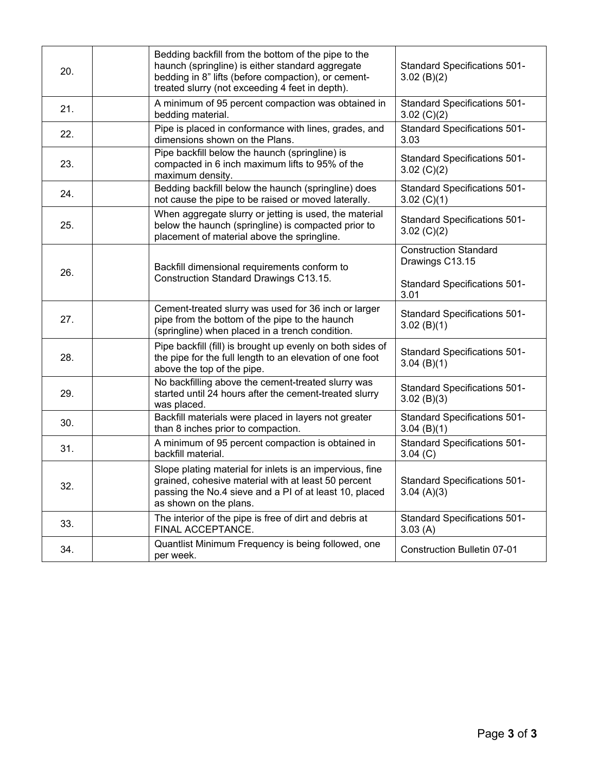| | | | |
|---|---|---|---|
| 20. | | Bedding backfill from the bottom of the pipe to the haunch (springline) is either standard aggregate bedding in 8" lifts (before compaction), or cement-treated slurry (not exceeding 4 feet in depth). | Standard Specifications 501-3.02 (B)(2) |
| 21. | | A minimum of 95 percent compaction was obtained in bedding material. | Standard Specifications 501-3.02 (C)(2) |
| 22. | | Pipe is placed in conformance with lines, grades, and dimensions shown on the Plans. | Standard Specifications 501-3.03 |
| 23. | | Pipe backfill below the haunch (springline) is compacted in 6 inch maximum lifts to 95% of the maximum density. | Standard Specifications 501-3.02 (C)(2) |
| 24. | | Bedding backfill below the haunch (springline) does not cause the pipe to be raised or moved laterally. | Standard Specifications 501-3.02 (C)(1) |
| 25. | | When aggregate slurry or jetting is used, the material below the haunch (springline) is compacted prior to placement of material above the springline. | Standard Specifications 501-3.02 (C)(2) |
| 26. | | Backfill dimensional requirements conform to Construction Standard Drawings C13.15. | Construction Standard Drawings C13.15<br><br>Standard Specifications 501-3.01 |
| 27. | | Cement-treated slurry was used for 36 inch or larger pipe from the bottom of the pipe to the haunch (springline) when placed in a trench condition. | Standard Specifications 501-3.02 (B)(1) |
| 28. | | Pipe backfill (fill) is brought up evenly on both sides of the pipe for the full length to an elevation of one foot above the top of the pipe. | Standard Specifications 501-3.04 (B)(1) |
| 29. | | No backfilling above the cement-treated slurry was started until 24 hours after the cement-treated slurry was placed. | Standard Specifications 501-3.02 (B)(3) |
| 30. | | Backfill materials were placed in layers not greater than 8 inches prior to compaction. | Standard Specifications 501-3.04 (B)(1) |
| 31. | | A minimum of 95 percent compaction is obtained in backfill material. | Standard Specifications 501-3.04 (C) |
| 32. | | Slope plating material for inlets is an impervious, fine grained, cohesive material with at least 50 percent passing the No.4 sieve and a PI of at least 10, placed as shown on the plans. | Standard Specifications 501-3.04 (A)(3) |
| 33. | | The interior of the pipe is free of dirt and debris at FINAL ACCEPTANCE. | Standard Specifications 501-3.03 (A) |
| 34. | | Quantlist Minimum Frequency is being followed, one per week. | Construction Bulletin 07-01 |